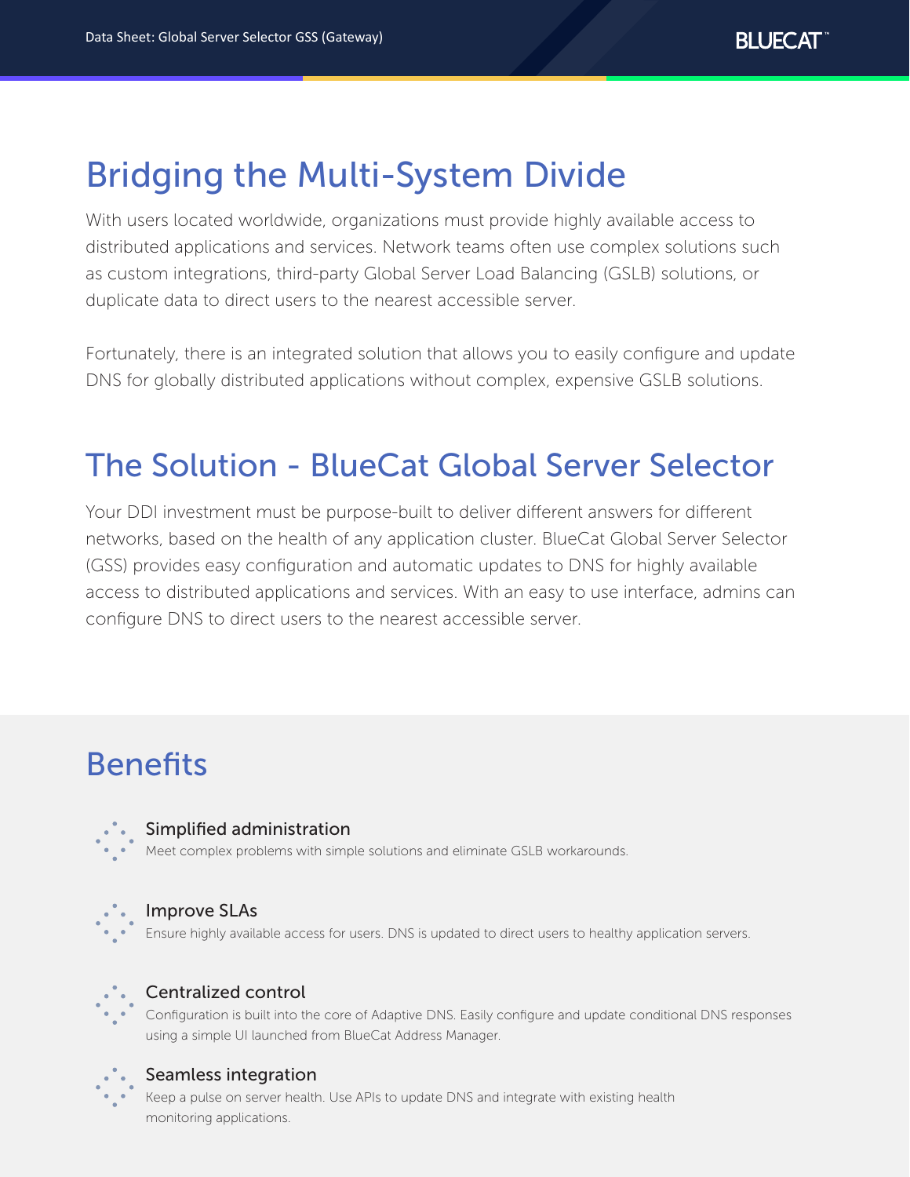# Bridging the Multi-System Divide

With users located worldwide, organizations must provide highly available access to distributed applications and services. Network teams often use complex solutions such as custom integrations, third-party Global Server Load Balancing (GSLB) solutions, or duplicate data to direct users to the nearest accessible server.

Fortunately, there is an integrated solution that allows you to easily configure and update DNS for globally distributed applications without complex, expensive GSLB solutions.

# The Solution - BlueCat Global Server Selector

Your DDI investment must be purpose-built to deliver different answers for different networks, based on the health of any application cluster. BlueCat Global Server Selector (GSS) provides easy configuration and automatic updates to DNS for highly available access to distributed applications and services. With an easy to use interface, admins can configure DNS to direct users to the nearest accessible server.

# Benefits

### Simplified administration

Meet complex problems with simple solutions and eliminate GSLB workarounds.

### Improve SLAs

Ensure highly available access for users. DNS is updated to direct users to healthy application servers.

### Centralized control

Configuration is built into the core of Adaptive DNS. Easily configure and update conditional DNS responses using a simple UI launched from BlueCat Address Manager.

### Seamless integration

Keep a pulse on server health. Use APIs to update DNS and integrate with existing health monitoring applications.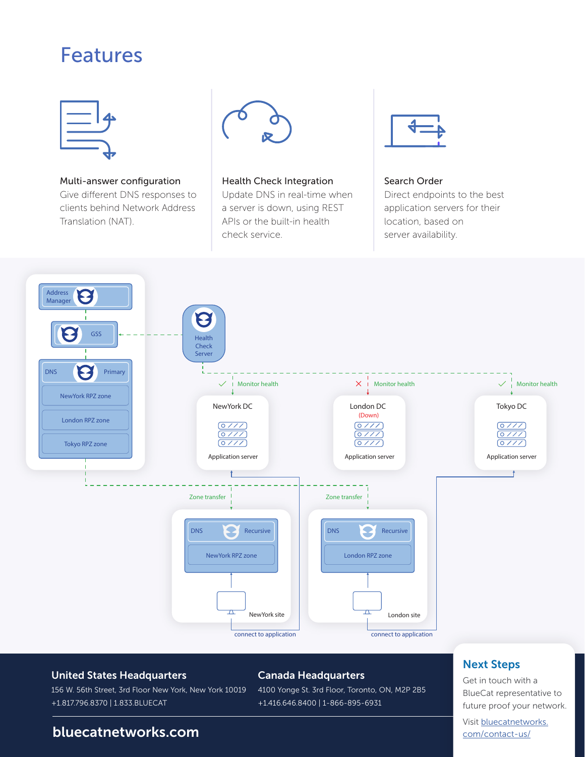# Features

### Multi-answer configuration

Give different DNS responses to clients behind Network Address Translation (NAT).

### Health Check Integration

Update DNS in real-time when a server is down, using REST APIs or the built-in health check service.

### Search Order

Direct endpoints to the best application servers for their location, based on server availability.

Address Manager

GSS

DNS Primary

NewYork RPZ zone

London RPZ zone

Tokyo RPZ zone

Health Check Server

Monitor health

Monitor health

Monitor health

NewYork DC

Application server

London DC (Down)

Application server

Tokyo DC

Application server

Zone transfer

Zone transfer

DNS Recursive

NewYork RPZ zone

NewYork site

connect to application

DNS Recursive

London RPZ zone

London site

connect to application

## United States Headquarters

156 W. 56th Street, 3rd Floor New York, New York 10019

+1.817.796.8370 | 1.833.BLUECAT

## Canada Headquarters

4100 Yonge St. 3rd Floor, Toronto, ON, M2P 2B5

+1.416.646.8400 | 1-866-895-6931

**bluecatnetworks.com**

## Next Steps

Get in touch with a BlueCat representative to future proof your network.

Visit bluecatnetworks.com/contact-us/